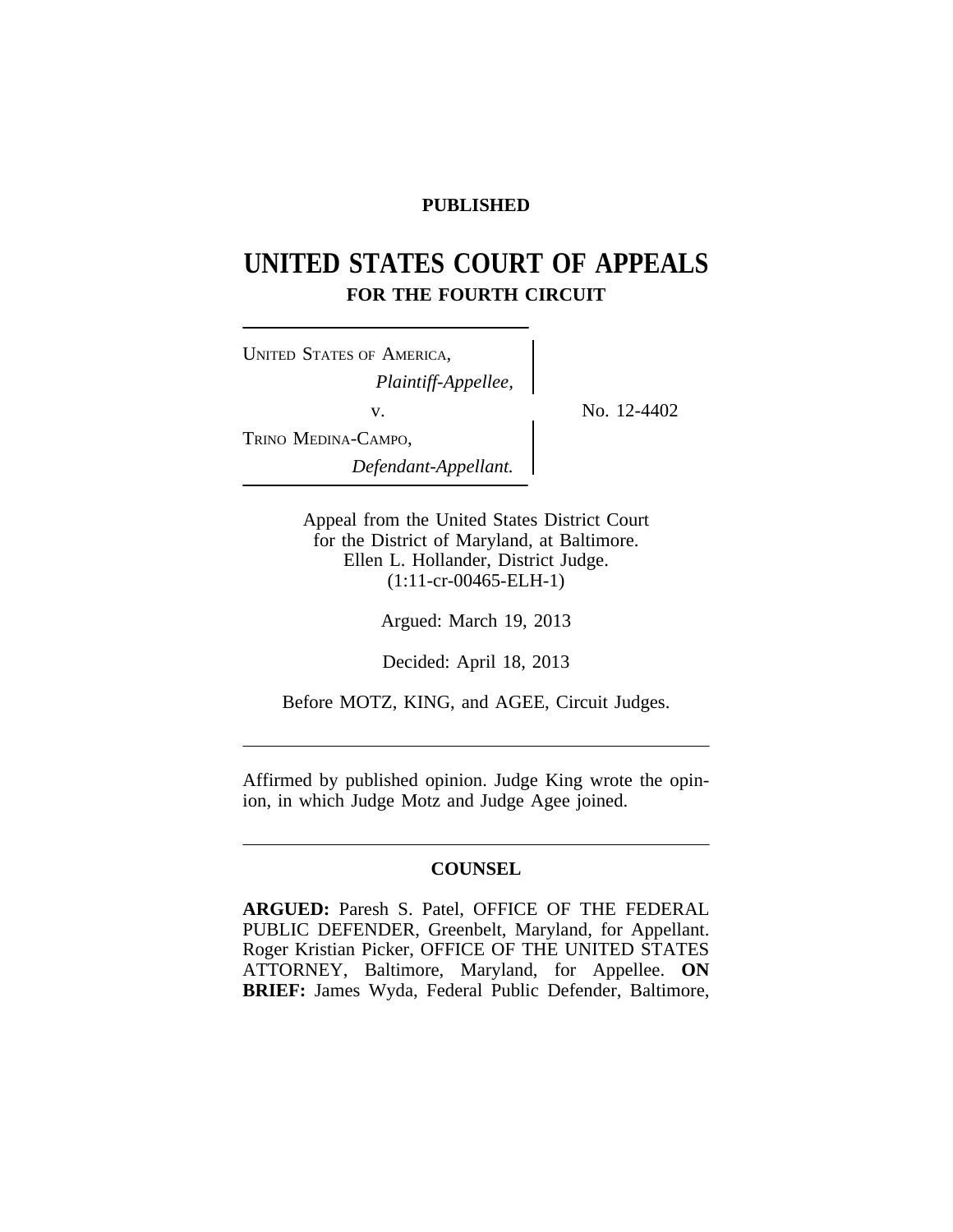**PUBLISHED**

# UNITED STATES COURT OF APPEALS
## FOR THE FOURTH CIRCUIT

UNITED STATES OF AMERICA,
*Plaintiff-Appellee,*

v.

TRINO MEDINA-CAMPO,
*Defendant-Appellant.*

No. 12-4402

Appeal from the United States District Court
for the District of Maryland, at Baltimore.
Ellen L. Hollander, District Judge.
(1:11-cr-00465-ELH-1)

Argued: March 19, 2013

Decided: April 18, 2013

Before MOTZ, KING, and AGEE, Circuit Judges.

---

Affirmed by published opinion. Judge King wrote the opinion, in which Judge Motz and Judge Agee joined.

---

**COUNSEL**

**ARGUED:** Paresh S. Patel, OFFICE OF THE FEDERAL PUBLIC DEFENDER, Greenbelt, Maryland, for Appellant. Roger Kristian Picker, OFFICE OF THE UNITED STATES ATTORNEY, Baltimore, Maryland, for Appellee. **ON BRIEF:** James Wyda, Federal Public Defender, Baltimore,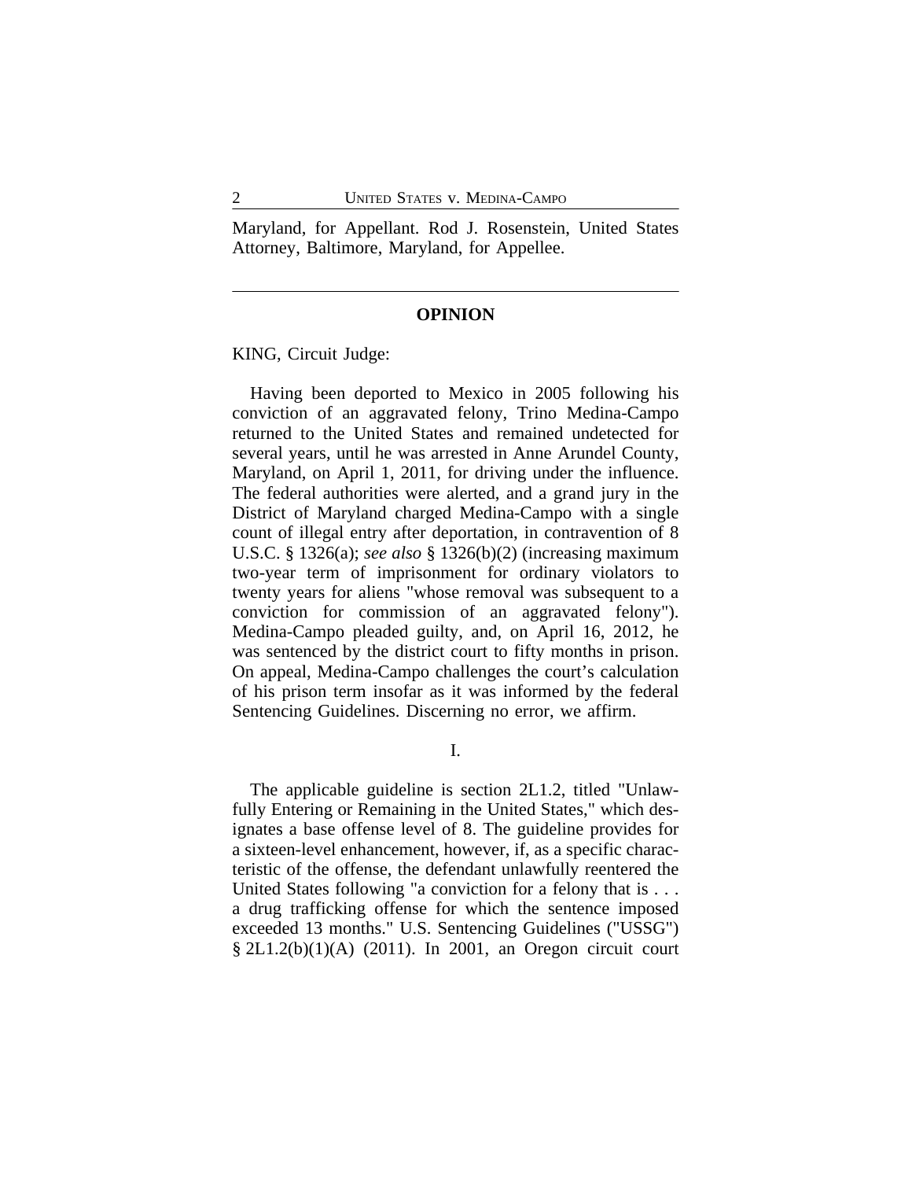Maryland, for Appellant. Rod J. Rosenstein, United States Attorney, Baltimore, Maryland, for Appellee.

---

**OPINION**

KING, Circuit Judge:

Having been deported to Mexico in 2005 following his conviction of an aggravated felony, Trino Medina-Campo returned to the United States and remained undetected for several years, until he was arrested in Anne Arundel County, Maryland, on April 1, 2011, for driving under the influence. The federal authorities were alerted, and a grand jury in the District of Maryland charged Medina-Campo with a single count of illegal entry after deportation, in contravention of 8 U.S.C. § 1326(a); *see also* § 1326(b)(2) (increasing maximum two-year term of imprisonment for ordinary violators to twenty years for aliens "whose removal was subsequent to a conviction for commission of an aggravated felony"). Medina-Campo pleaded guilty, and, on April 16, 2012, he was sentenced by the district court to fifty months in prison. On appeal, Medina-Campo challenges the court's calculation of his prison term insofar as it was informed by the federal Sentencing Guidelines. Discerning no error, we affirm.

I.

The applicable guideline is section 2L1.2, titled "Unlawfully Entering or Remaining in the United States," which designates a base offense level of 8. The guideline provides for a sixteen-level enhancement, however, if, as a specific characteristic of the offense, the defendant unlawfully reentered the United States following "a conviction for a felony that is . . . a drug trafficking offense for which the sentence imposed exceeded 13 months." U.S. Sentencing Guidelines ("USSG") § 2L1.2(b)(1)(A) (2011). In 2001, an Oregon circuit court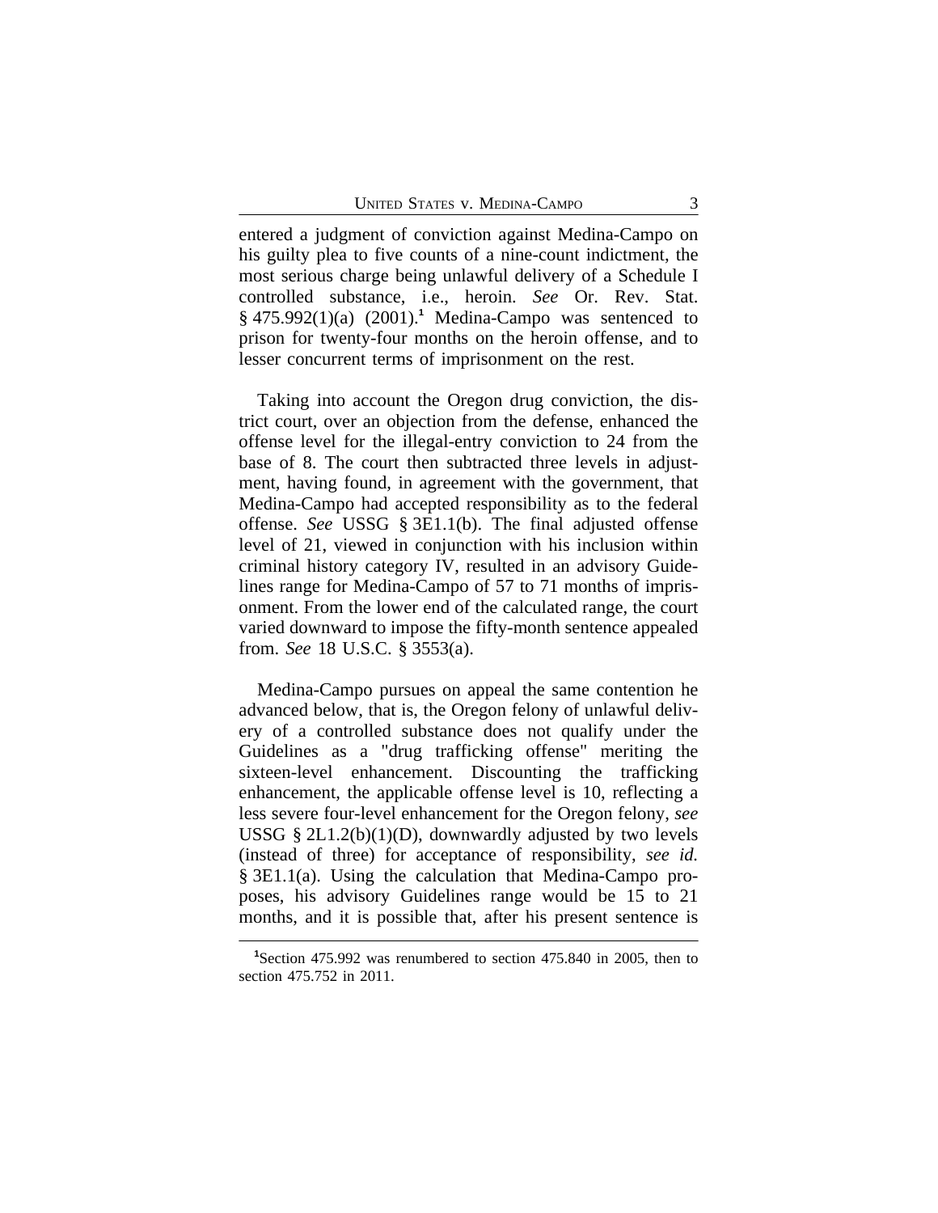entered a judgment of conviction against Medina-Campo on his guilty plea to five counts of a nine-count indictment, the most serious charge being unlawful delivery of a Schedule I controlled substance, i.e., heroin. *See* Or. Rev. Stat. § 475.992(1)(a) (2001).[1] Medina-Campo was sentenced to prison for twenty-four months on the heroin offense, and to lesser concurrent terms of imprisonment on the rest.

Taking into account the Oregon drug conviction, the district court, over an objection from the defense, enhanced the offense level for the illegal-entry conviction to 24 from the base of 8. The court then subtracted three levels in adjustment, having found, in agreement with the government, that Medina-Campo had accepted responsibility as to the federal offense. *See* USSG § 3E1.1(b). The final adjusted offense level of 21, viewed in conjunction with his inclusion within criminal history category IV, resulted in an advisory Guidelines range for Medina-Campo of 57 to 71 months of imprisonment. From the lower end of the calculated range, the court varied downward to impose the fifty-month sentence appealed from. *See* 18 U.S.C. § 3553(a).

Medina-Campo pursues on appeal the same contention he advanced below, that is, the Oregon felony of unlawful delivery of a controlled substance does not qualify under the Guidelines as a "drug trafficking offense" meriting the sixteen-level enhancement. Discounting the trafficking enhancement, the applicable offense level is 10, reflecting a less severe four-level enhancement for the Oregon felony, *see* USSG § 2L1.2(b)(1)(D), downwardly adjusted by two levels (instead of three) for acceptance of responsibility, *see id.* § 3E1.1(a). Using the calculation that Medina-Campo proposes, his advisory Guidelines range would be 15 to 21 months, and it is possible that, after his present sentence is

[1]Section 475.992 was renumbered to section 475.840 in 2005, then to section 475.752 in 2011.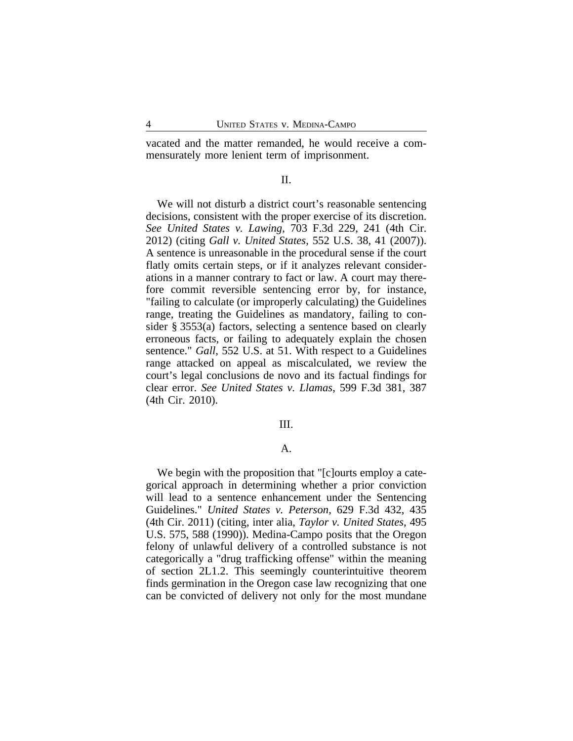vacated and the matter remanded, he would receive a commensurately more lenient term of imprisonment.

## II.

We will not disturb a district court's reasonable sentencing decisions, consistent with the proper exercise of its discretion. *See United States v. Lawing*, 703 F.3d 229, 241 (4th Cir. 2012) (citing *Gall v. United States*, 552 U.S. 38, 41 (2007)). A sentence is unreasonable in the procedural sense if the court flatly omits certain steps, or if it analyzes relevant considerations in a manner contrary to fact or law. A court may therefore commit reversible sentencing error by, for instance, "failing to calculate (or improperly calculating) the Guidelines range, treating the Guidelines as mandatory, failing to consider § 3553(a) factors, selecting a sentence based on clearly erroneous facts, or failing to adequately explain the chosen sentence." *Gall*, 552 U.S. at 51. With respect to a Guidelines range attacked on appeal as miscalculated, we review the court's legal conclusions de novo and its factual findings for clear error. *See United States v. Llamas*, 599 F.3d 381, 387 (4th Cir. 2010).

## III.

### A.

We begin with the proposition that "[c]ourts employ a categorical approach in determining whether a prior conviction will lead to a sentence enhancement under the Sentencing Guidelines." *United States v. Peterson*, 629 F.3d 432, 435 (4th Cir. 2011) (citing, inter alia, *Taylor v. United States*, 495 U.S. 575, 588 (1990)). Medina-Campo posits that the Oregon felony of unlawful delivery of a controlled substance is not categorically a "drug trafficking offense" within the meaning of section 2L1.2. This seemingly counterintuitive theorem finds germination in the Oregon case law recognizing that one can be convicted of delivery not only for the most mundane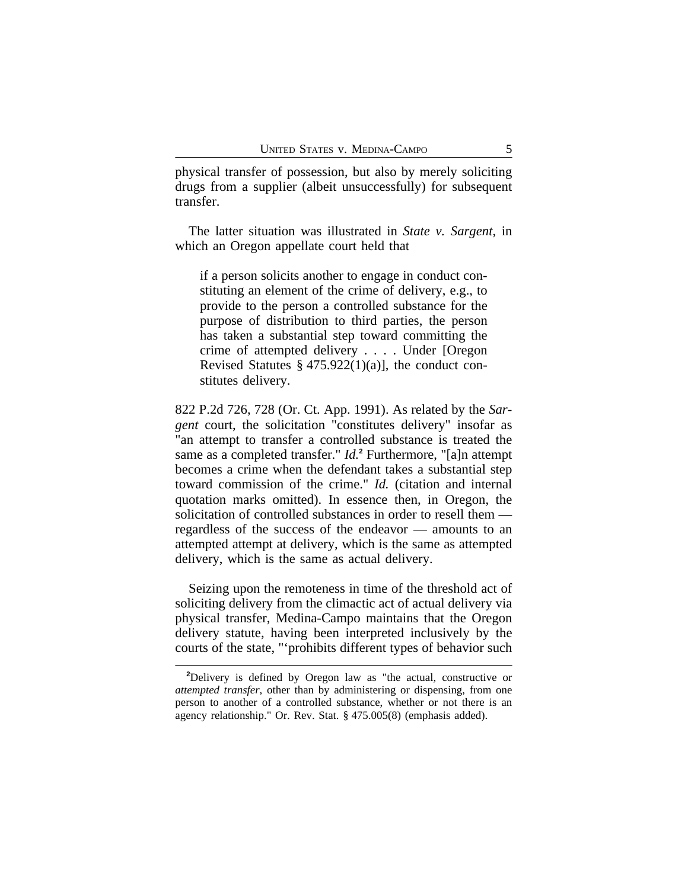physical transfer of possession, but also by merely soliciting drugs from a supplier (albeit unsuccessfully) for subsequent transfer.

The latter situation was illustrated in *State v. Sargent*, in which an Oregon appellate court held that

> if a person solicits another to engage in conduct constituting an element of the crime of delivery, e.g., to provide to the person a controlled substance for the purpose of distribution to third parties, the person has taken a substantial step toward committing the crime of attempted delivery . . . . Under [Oregon Revised Statutes § 475.922(1)(a)], the conduct constitutes delivery.

822 P.2d 726, 728 (Or. Ct. App. 1991). As related by the *Sargent* court, the solicitation "constitutes delivery" insofar as "an attempt to transfer a controlled substance is treated the same as a completed transfer." *Id.*[2] Furthermore, "[a]n attempt becomes a crime when the defendant takes a substantial step toward commission of the crime." *Id.* (citation and internal quotation marks omitted). In essence then, in Oregon, the solicitation of controlled substances in order to resell them — regardless of the success of the endeavor — amounts to an attempted attempt at delivery, which is the same as attempted delivery, which is the same as actual delivery.

Seizing upon the remoteness in time of the threshold act of soliciting delivery from the climactic act of actual delivery via physical transfer, Medina-Campo maintains that the Oregon delivery statute, having been interpreted inclusively by the courts of the state, "'prohibits different types of behavior such

[2]Delivery is defined by Oregon law as "the actual, constructive or *attempted transfer*, other than by administering or dispensing, from one person to another of a controlled substance, whether or not there is an agency relationship." Or. Rev. Stat. § 475.005(8) (emphasis added).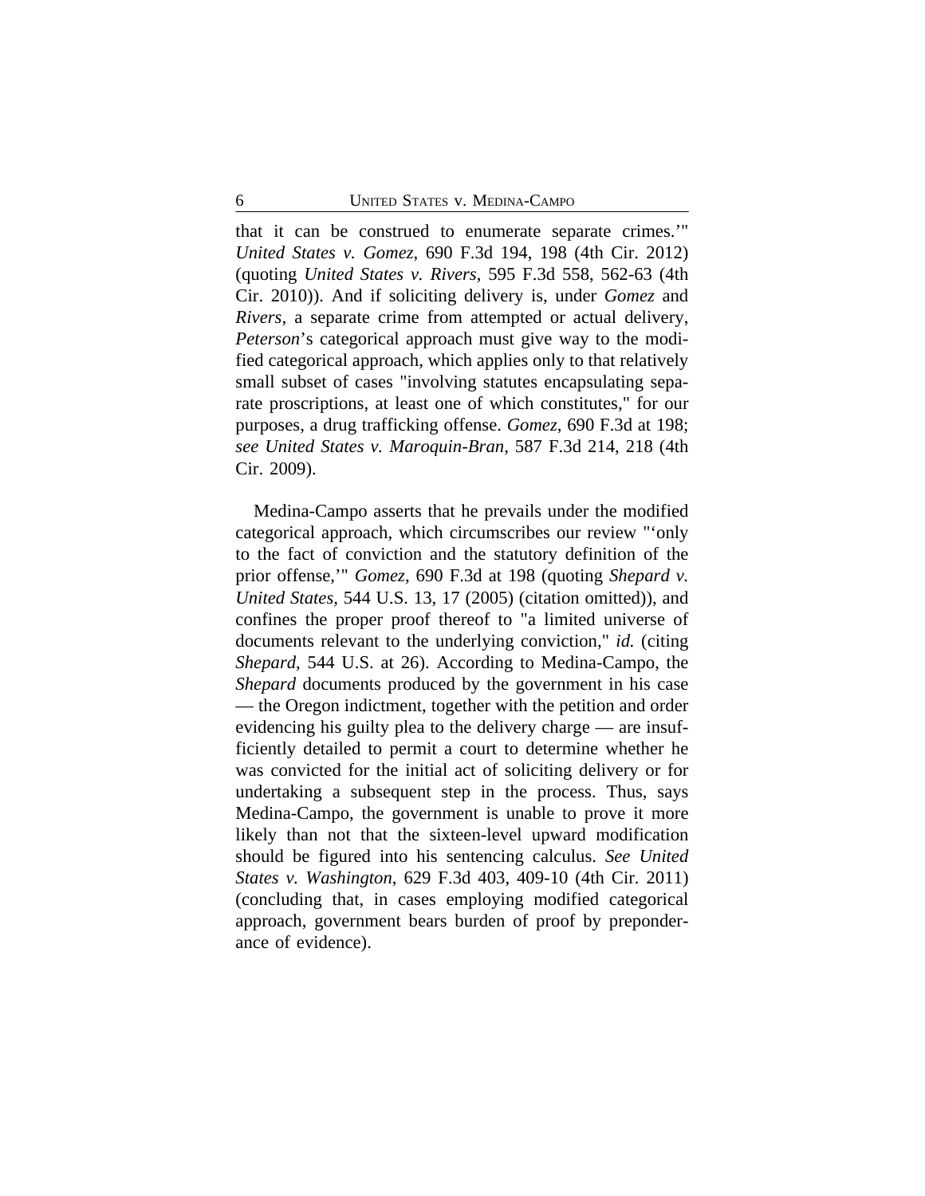that it can be construed to enumerate separate crimes.'" *United States v. Gomez*, 690 F.3d 194, 198 (4th Cir. 2012) (quoting *United States v. Rivers*, 595 F.3d 558, 562-63 (4th Cir. 2010)). And if soliciting delivery is, under *Gomez* and *Rivers*, a separate crime from attempted or actual delivery, *Peterson*'s categorical approach must give way to the modified categorical approach, which applies only to that relatively small subset of cases "involving statutes encapsulating separate proscriptions, at least one of which constitutes," for our purposes, a drug trafficking offense. *Gomez*, 690 F.3d at 198; *see United States v. Maroquin-Bran*, 587 F.3d 214, 218 (4th Cir. 2009).

Medina-Campo asserts that he prevails under the modified categorical approach, which circumscribes our review "'only to the fact of conviction and the statutory definition of the prior offense,'" *Gomez*, 690 F.3d at 198 (quoting *Shepard v. United States*, 544 U.S. 13, 17 (2005) (citation omitted)), and confines the proper proof thereof to "a limited universe of documents relevant to the underlying conviction," *id.* (citing *Shepard*, 544 U.S. at 26). According to Medina-Campo, the *Shepard* documents produced by the government in his case — the Oregon indictment, together with the petition and order evidencing his guilty plea to the delivery charge — are insufficiently detailed to permit a court to determine whether he was convicted for the initial act of soliciting delivery or for undertaking a subsequent step in the process. Thus, says Medina-Campo, the government is unable to prove it more likely than not that the sixteen-level upward modification should be figured into his sentencing calculus. *See United States v. Washington*, 629 F.3d 403, 409-10 (4th Cir. 2011) (concluding that, in cases employing modified categorical approach, government bears burden of proof by preponderance of evidence).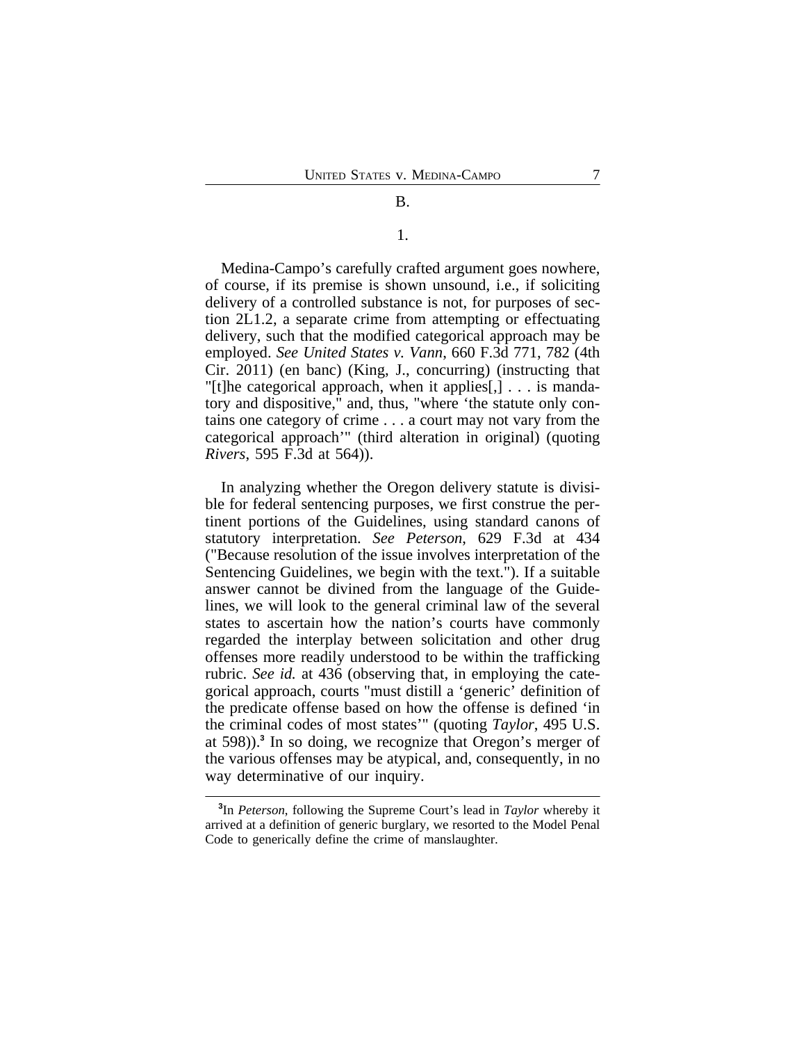B.

1.

Medina-Campo's carefully crafted argument goes nowhere, of course, if its premise is shown unsound, i.e., if soliciting delivery of a controlled substance is not, for purposes of section 2L1.2, a separate crime from attempting or effectuating delivery, such that the modified categorical approach may be employed. *See United States v. Vann*, 660 F.3d 771, 782 (4th Cir. 2011) (en banc) (King, J., concurring) (instructing that "[t]he categorical approach, when it applies[,] . . . is mandatory and dispositive," and, thus, "where 'the statute only contains one category of crime . . . a court may not vary from the categorical approach'" (third alteration in original) (quoting *Rivers*, 595 F.3d at 564)).

In analyzing whether the Oregon delivery statute is divisible for federal sentencing purposes, we first construe the pertinent portions of the Guidelines, using standard canons of statutory interpretation. *See Peterson*, 629 F.3d at 434 ("Because resolution of the issue involves interpretation of the Sentencing Guidelines, we begin with the text."). If a suitable answer cannot be divined from the language of the Guidelines, we will look to the general criminal law of the several states to ascertain how the nation's courts have commonly regarded the interplay between solicitation and other drug offenses more readily understood to be within the trafficking rubric. *See id.* at 436 (observing that, in employing the categorical approach, courts "must distill a 'generic' definition of the predicate offense based on how the offense is defined 'in the criminal codes of most states'" (quoting *Taylor*, 495 U.S. at 598)).[3] In so doing, we recognize that Oregon's merger of the various offenses may be atypical, and, consequently, in no way determinative of our inquiry.

[3]In *Peterson*, following the Supreme Court's lead in *Taylor* whereby it arrived at a definition of generic burglary, we resorted to the Model Penal Code to generically define the crime of manslaughter.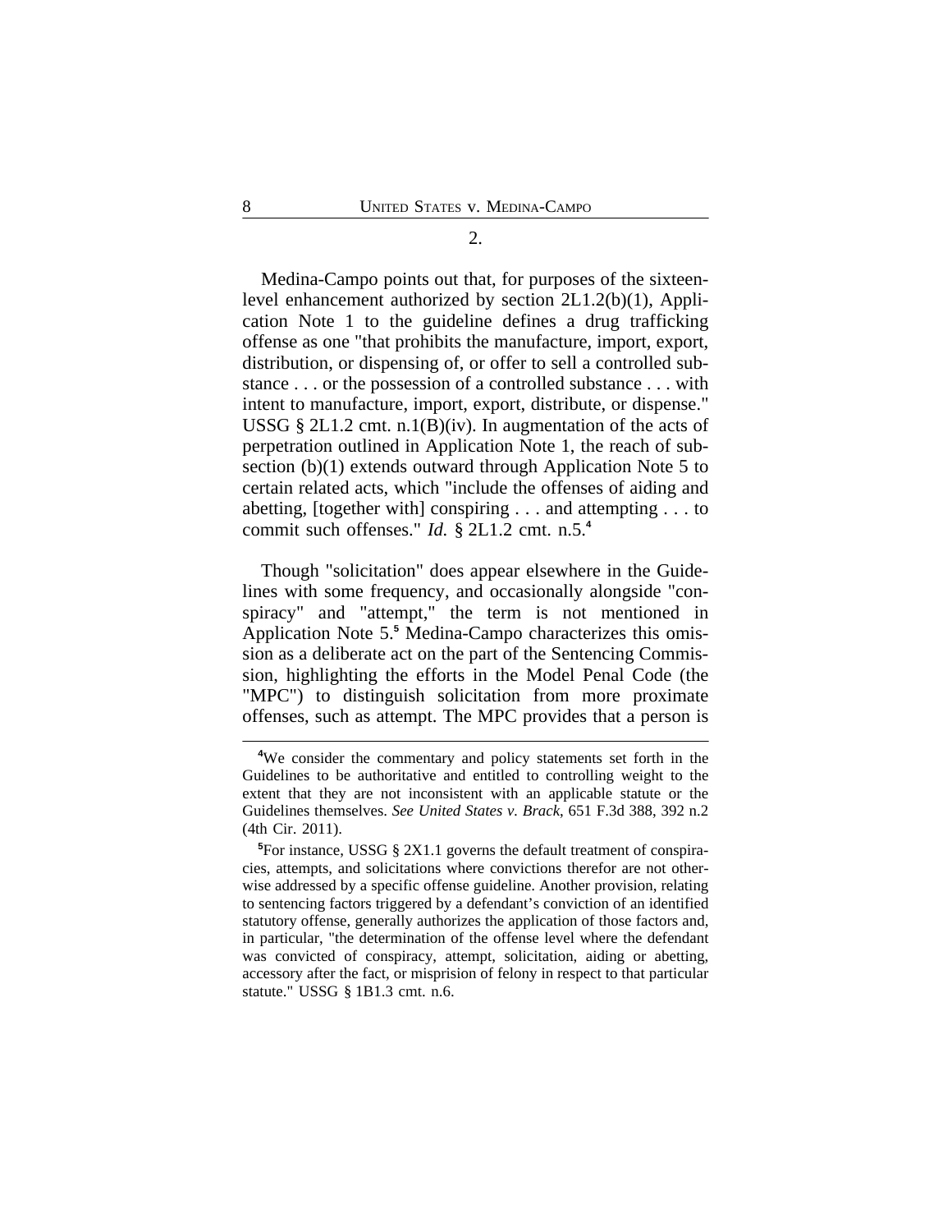2.

Medina-Campo points out that, for purposes of the sixteen-level enhancement authorized by section 2L1.2(b)(1), Application Note 1 to the guideline defines a drug trafficking offense as one "that prohibits the manufacture, import, export, distribution, or dispensing of, or offer to sell a controlled substance . . . or the possession of a controlled substance . . . with intent to manufacture, import, export, distribute, or dispense." USSG § 2L1.2 cmt. n.1(B)(iv). In augmentation of the acts of perpetration outlined in Application Note 1, the reach of subsection (b)(1) extends outward through Application Note 5 to certain related acts, which "include the offenses of aiding and abetting, [together with] conspiring . . . and attempting . . . to commit such offenses." *Id.* § 2L1.2 cmt. n.5.[4]

Though "solicitation" does appear elsewhere in the Guidelines with some frequency, and occasionally alongside "conspiracy" and "attempt," the term is not mentioned in Application Note 5.[5] Medina-Campo characterizes this omission as a deliberate act on the part of the Sentencing Commission, highlighting the efforts in the Model Penal Code (the "MPC") to distinguish solicitation from more proximate offenses, such as attempt. The MPC provides that a person is

---

[4]We consider the commentary and policy statements set forth in the Guidelines to be authoritative and entitled to controlling weight to the extent that they are not inconsistent with an applicable statute or the Guidelines themselves. *See United States v. Brack*, 651 F.3d 388, 392 n.2 (4th Cir. 2011).

[5]For instance, USSG § 2X1.1 governs the default treatment of conspiracies, attempts, and solicitations where convictions therefor are not otherwise addressed by a specific offense guideline. Another provision, relating to sentencing factors triggered by a defendant's conviction of an identified statutory offense, generally authorizes the application of those factors and, in particular, "the determination of the offense level where the defendant was convicted of conspiracy, attempt, solicitation, aiding or abetting, accessory after the fact, or misprision of felony in respect to that particular statute." USSG § 1B1.3 cmt. n.6.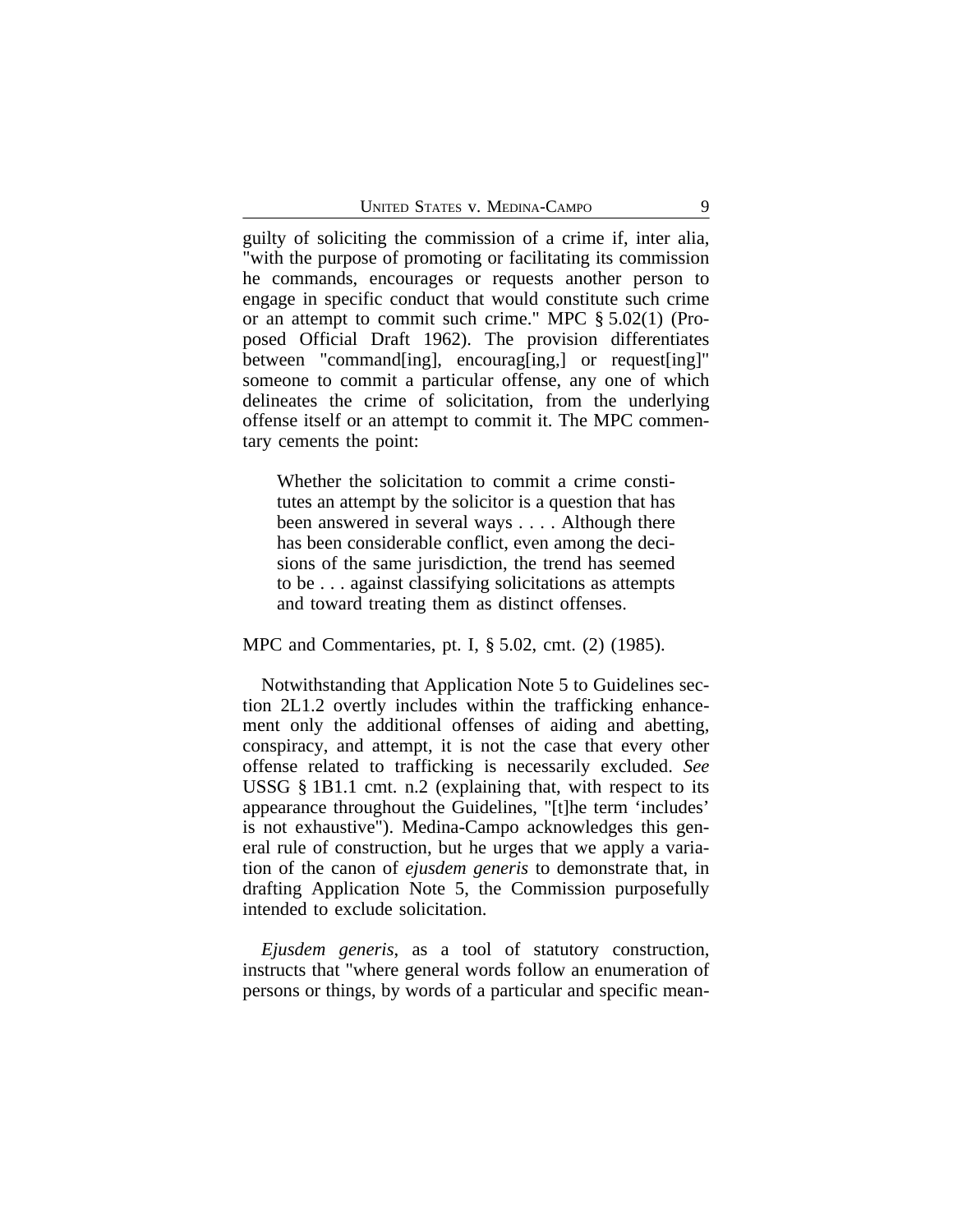guilty of soliciting the commission of a crime if, inter alia, "with the purpose of promoting or facilitating its commission he commands, encourages or requests another person to engage in specific conduct that would constitute such crime or an attempt to commit such crime." MPC § 5.02(1) (Proposed Official Draft 1962). The provision differentiates between "command[ing], encourag[ing,] or request[ing]" someone to commit a particular offense, any one of which delineates the crime of solicitation, from the underlying offense itself or an attempt to commit it. The MPC commentary cements the point:

> Whether the solicitation to commit a crime constitutes an attempt by the solicitor is a question that has been answered in several ways . . . . Although there has been considerable conflict, even among the decisions of the same jurisdiction, the trend has seemed to be . . . against classifying solicitations as attempts and toward treating them as distinct offenses.

MPC and Commentaries, pt. I, § 5.02, cmt. (2) (1985).

Notwithstanding that Application Note 5 to Guidelines section 2L1.2 overtly includes within the trafficking enhancement only the additional offenses of aiding and abetting, conspiracy, and attempt, it is not the case that every other offense related to trafficking is necessarily excluded. *See* USSG § 1B1.1 cmt. n.2 (explaining that, with respect to its appearance throughout the Guidelines, "[t]he term 'includes' is not exhaustive"). Medina-Campo acknowledges this general rule of construction, but he urges that we apply a variation of the canon of *ejusdem generis* to demonstrate that, in drafting Application Note 5, the Commission purposefully intended to exclude solicitation.

*Ejusdem generis*, as a tool of statutory construction, instructs that "where general words follow an enumeration of persons or things, by words of a particular and specific mean-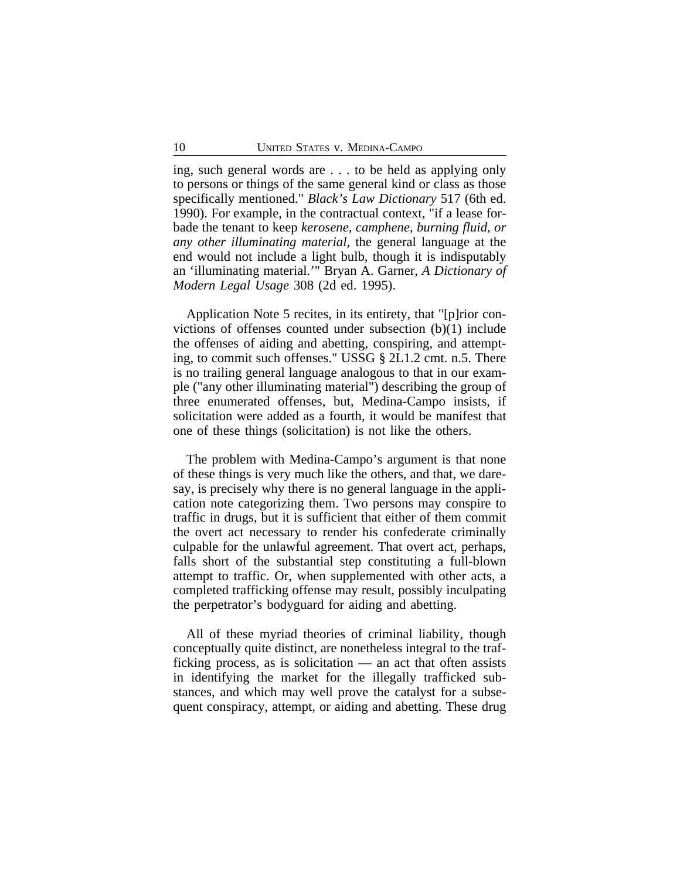ing, such general words are . . . to be held as applying only to persons or things of the same general kind or class as those specifically mentioned." *Black's Law Dictionary* 517 (6th ed. 1990). For example, in the contractual context, "if a lease forbade the tenant to keep *kerosene, camphene, burning fluid, or any other illuminating material*, the general language at the end would not include a light bulb, though it is indisputably an 'illuminating material.'" Bryan A. Garner, *A Dictionary of Modern Legal Usage* 308 (2d ed. 1995).

Application Note 5 recites, in its entirety, that "[p]rior convictions of offenses counted under subsection (b)(1) include the offenses of aiding and abetting, conspiring, and attempting, to commit such offenses." USSG § 2L1.2 cmt. n.5. There is no trailing general language analogous to that in our example ("any other illuminating material") describing the group of three enumerated offenses, but, Medina-Campo insists, if solicitation were added as a fourth, it would be manifest that one of these things (solicitation) is not like the others.

The problem with Medina-Campo's argument is that none of these things is very much like the others, and that, we daresay, is precisely why there is no general language in the application note categorizing them. Two persons may conspire to traffic in drugs, but it is sufficient that either of them commit the overt act necessary to render his confederate criminally culpable for the unlawful agreement. That overt act, perhaps, falls short of the substantial step constituting a full-blown attempt to traffic. Or, when supplemented with other acts, a completed trafficking offense may result, possibly inculpating the perpetrator's bodyguard for aiding and abetting.

All of these myriad theories of criminal liability, though conceptually quite distinct, are nonetheless integral to the trafficking process, as is solicitation — an act that often assists in identifying the market for the illegally trafficked substances, and which may well prove the catalyst for a subsequent conspiracy, attempt, or aiding and abetting. These drug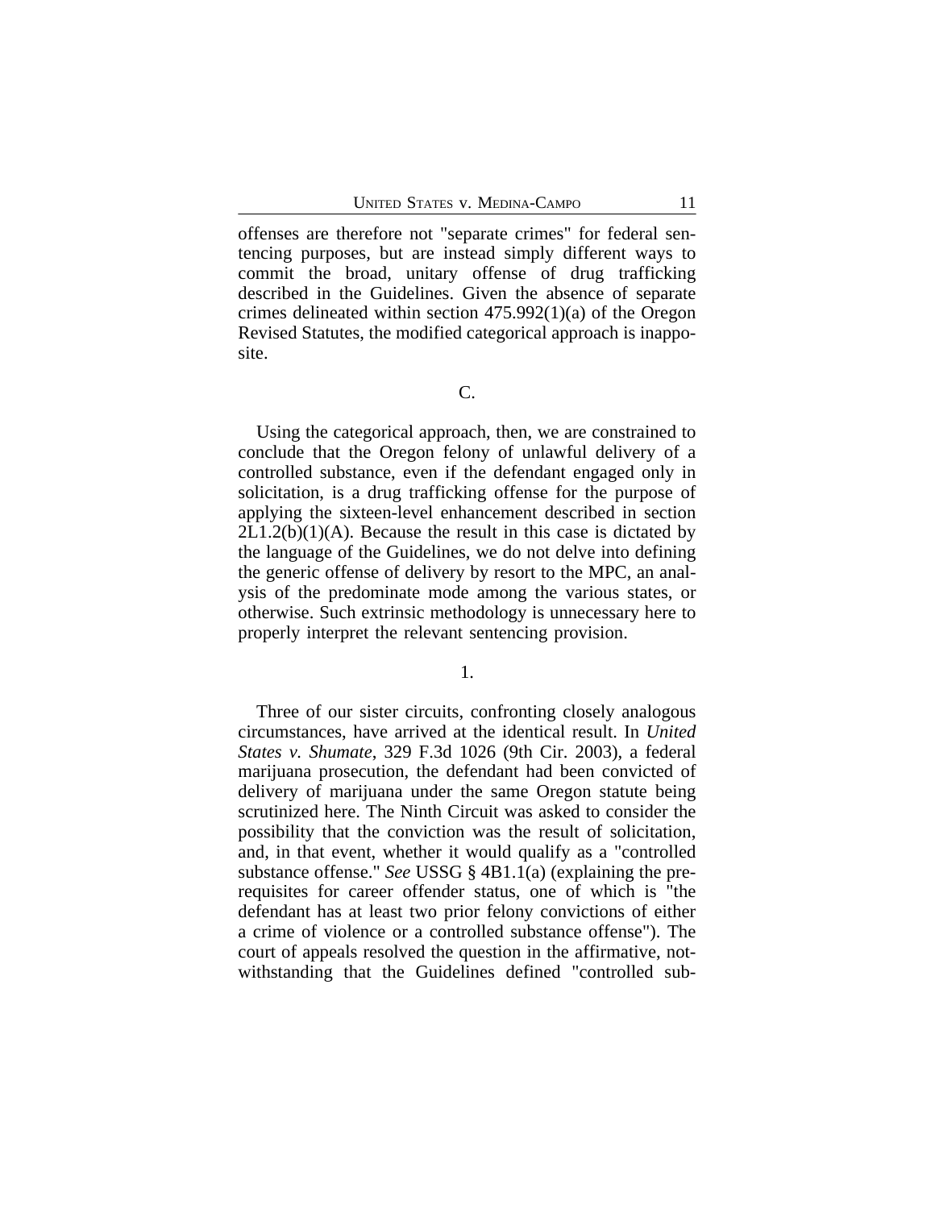offenses are therefore not "separate crimes" for federal sentencing purposes, but are instead simply different ways to commit the broad, unitary offense of drug trafficking described in the Guidelines. Given the absence of separate crimes delineated within section 475.992(1)(a) of the Oregon Revised Statutes, the modified categorical approach is inapposite.

C.

Using the categorical approach, then, we are constrained to conclude that the Oregon felony of unlawful delivery of a controlled substance, even if the defendant engaged only in solicitation, is a drug trafficking offense for the purpose of applying the sixteen-level enhancement described in section 2L1.2(b)(1)(A). Because the result in this case is dictated by the language of the Guidelines, we do not delve into defining the generic offense of delivery by resort to the MPC, an analysis of the predominate mode among the various states, or otherwise. Such extrinsic methodology is unnecessary here to properly interpret the relevant sentencing provision.

1.

Three of our sister circuits, confronting closely analogous circumstances, have arrived at the identical result. In *United States v. Shumate*, 329 F.3d 1026 (9th Cir. 2003), a federal marijuana prosecution, the defendant had been convicted of delivery of marijuana under the same Oregon statute being scrutinized here. The Ninth Circuit was asked to consider the possibility that the conviction was the result of solicitation, and, in that event, whether it would qualify as a "controlled substance offense." *See* USSG § 4B1.1(a) (explaining the prerequisites for career offender status, one of which is "the defendant has at least two prior felony convictions of either a crime of violence or a controlled substance offense"). The court of appeals resolved the question in the affirmative, notwithstanding that the Guidelines defined "controlled sub-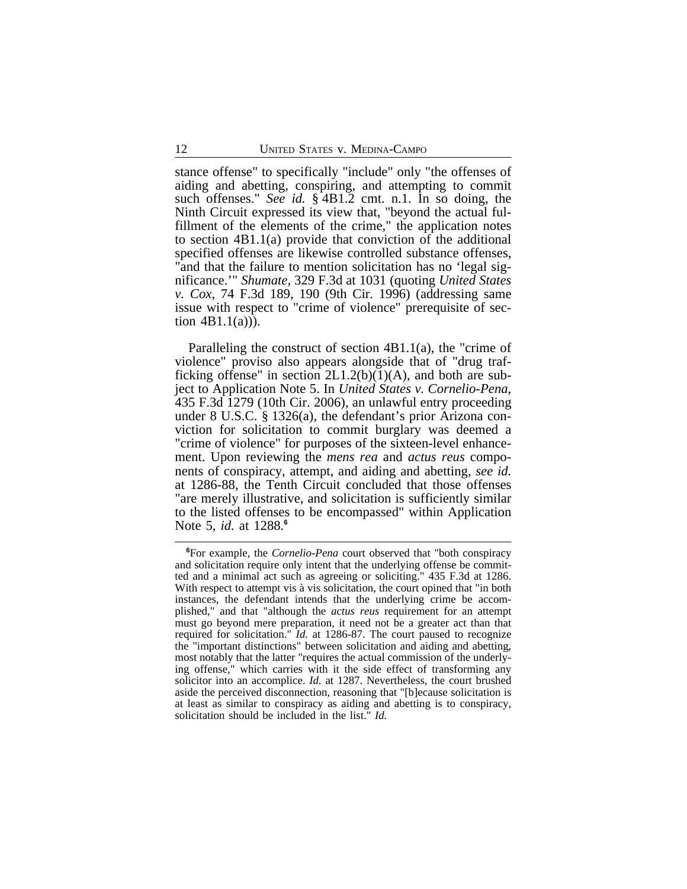stance offense" to specifically "include" only "the offenses of aiding and abetting, conspiring, and attempting to commit such offenses." *See id.* § 4B1.2 cmt. n.1. In so doing, the Ninth Circuit expressed its view that, "beyond the actual fulfillment of the elements of the crime," the application notes to section 4B1.1(a) provide that conviction of the additional specified offenses are likewise controlled substance offenses, "and that the failure to mention solicitation has no 'legal significance.'" *Shumate*, 329 F.3d at 1031 (quoting *United States v. Cox*, 74 F.3d 189, 190 (9th Cir. 1996) (addressing same issue with respect to "crime of violence" prerequisite of section 4B1.1(a))).

Paralleling the construct of section 4B1.1(a), the "crime of violence" proviso also appears alongside that of "drug trafficking offense" in section 2L1.2(b)(1)(A), and both are subject to Application Note 5. In *United States v. Cornelio-Pena*, 435 F.3d 1279 (10th Cir. 2006), an unlawful entry proceeding under 8 U.S.C. § 1326(a), the defendant's prior Arizona conviction for solicitation to commit burglary was deemed a "crime of violence" for purposes of the sixteen-level enhancement. Upon reviewing the *mens rea* and *actus reus* components of conspiracy, attempt, and aiding and abetting, *see id.* at 1286-88, the Tenth Circuit concluded that those offenses "are merely illustrative, and solicitation is sufficiently similar to the listed offenses to be encompassed" within Application Note 5, *id.* at 1288.[6]

[6]For example, the *Cornelio-Pena* court observed that "both conspiracy and solicitation require only intent that the underlying offense be committed and a minimal act such as agreeing or soliciting." 435 F.3d at 1286. With respect to attempt vis à vis solicitation, the court opined that "in both instances, the defendant intends that the underlying crime be accomplished," and that "although the *actus reus* requirement for an attempt must go beyond mere preparation, it need not be a greater act than that required for solicitation." *Id.* at 1286-87. The court paused to recognize the "important distinctions" between solicitation and aiding and abetting, most notably that the latter "requires the actual commission of the underlying offense," which carries with it the side effect of transforming any solicitor into an accomplice. *Id.* at 1287. Nevertheless, the court brushed aside the perceived disconnection, reasoning that "[b]ecause solicitation is at least as similar to conspiracy as aiding and abetting is to conspiracy, solicitation should be included in the list." *Id.*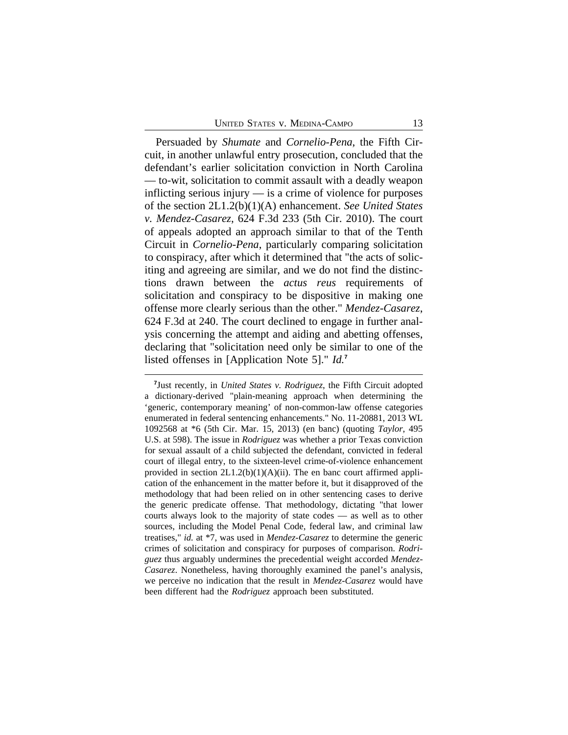Persuaded by *Shumate* and *Cornelio-Pena*, the Fifth Circuit, in another unlawful entry prosecution, concluded that the defendant's earlier solicitation conviction in North Carolina — to-wit, solicitation to commit assault with a deadly weapon inflicting serious injury — is a crime of violence for purposes of the section 2L1.2(b)(1)(A) enhancement. *See United States v. Mendez-Casarez*, 624 F.3d 233 (5th Cir. 2010). The court of appeals adopted an approach similar to that of the Tenth Circuit in *Cornelio-Pena*, particularly comparing solicitation to conspiracy, after which it determined that "the acts of soliciting and agreeing are similar, and we do not find the distinctions drawn between the *actus reus* requirements of solicitation and conspiracy to be dispositive in making one offense more clearly serious than the other." *Mendez-Casarez*, 624 F.3d at 240. The court declined to engage in further analysis concerning the attempt and aiding and abetting offenses, declaring that "solicitation need only be similar to one of the listed offenses in [Application Note 5]." *Id.*[7]

[7]Just recently, in *United States v. Rodriguez*, the Fifth Circuit adopted a dictionary-derived "plain-meaning approach when determining the 'generic, contemporary meaning' of non-common-law offense categories enumerated in federal sentencing enhancements." No. 11-20881, 2013 WL 1092568 at *6 (5th Cir. Mar. 15, 2013) (en banc) (quoting *Taylor*, 495 U.S. at 598). The issue in *Rodriguez* was whether a prior Texas conviction for sexual assault of a child subjected the defendant, convicted in federal court of illegal entry, to the sixteen-level crime-of-violence enhancement provided in section 2L1.2(b)(1)(A)(ii). The en banc court affirmed application of the enhancement in the matter before it, but it disapproved of the methodology that had been relied on in other sentencing cases to derive the generic predicate offense. That methodology, dictating "that lower courts always look to the majority of state codes — as well as to other sources, including the Model Penal Code, federal law, and criminal law treatises," *id.* at *7, was used in *Mendez-Casarez* to determine the generic crimes of solicitation and conspiracy for purposes of comparison. *Rodriguez* thus arguably undermines the precedential weight accorded *Mendez-Casarez*. Nonetheless, having thoroughly examined the panel's analysis, we perceive no indication that the result in *Mendez-Casarez* would have been different had the *Rodriguez* approach been substituted.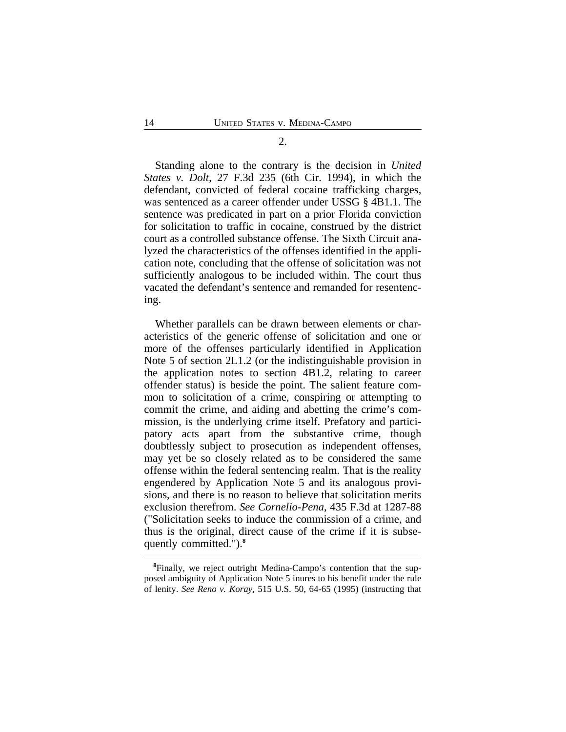2.

Standing alone to the contrary is the decision in *United States v. Dolt*, 27 F.3d 235 (6th Cir. 1994), in which the defendant, convicted of federal cocaine trafficking charges, was sentenced as a career offender under USSG § 4B1.1. The sentence was predicated in part on a prior Florida conviction for solicitation to traffic in cocaine, construed by the district court as a controlled substance offense. The Sixth Circuit analyzed the characteristics of the offenses identified in the application note, concluding that the offense of solicitation was not sufficiently analogous to be included within. The court thus vacated the defendant's sentence and remanded for resentencing.

Whether parallels can be drawn between elements or characteristics of the generic offense of solicitation and one or more of the offenses particularly identified in Application Note 5 of section 2L1.2 (or the indistinguishable provision in the application notes to section 4B1.2, relating to career offender status) is beside the point. The salient feature common to solicitation of a crime, conspiring or attempting to commit the crime, and aiding and abetting the crime's commission, is the underlying crime itself. Prefatory and participatory acts apart from the substantive crime, though doubtlessly subject to prosecution as independent offenses, may yet be so closely related as to be considered the same offense within the federal sentencing realm. That is the reality engendered by Application Note 5 and its analogous provisions, and there is no reason to believe that solicitation merits exclusion therefrom. *See Cornelio-Pena*, 435 F.3d at 1287-88 ("Solicitation seeks to induce the commission of a crime, and thus is the original, direct cause of the crime if it is subsequently committed.").[8]

---

[8]Finally, we reject outright Medina-Campo's contention that the supposed ambiguity of Application Note 5 inures to his benefit under the rule of lenity. *See Reno v. Koray*, 515 U.S. 50, 64-65 (1995) (instructing that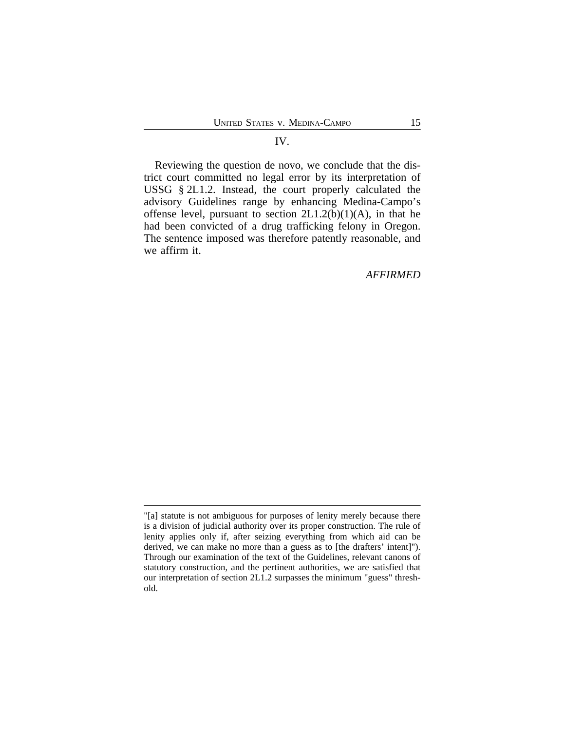## IV.

Reviewing the question de novo, we conclude that the district court committed no legal error by its interpretation of USSG § 2L1.2. Instead, the court properly calculated the advisory Guidelines range by enhancing Medina-Campo's offense level, pursuant to section 2L1.2(b)(1)(A), in that he had been convicted of a drug trafficking felony in Oregon. The sentence imposed was therefore patently reasonable, and we affirm it.

*AFFIRMED*

---

"[a] statute is not ambiguous for purposes of lenity merely because there is a division of judicial authority over its proper construction. The rule of lenity applies only if, after seizing everything from which aid can be derived, we can make no more than a guess as to [the drafters' intent]"). Through our examination of the text of the Guidelines, relevant canons of statutory construction, and the pertinent authorities, we are satisfied that our interpretation of section 2L1.2 surpasses the minimum "guess" threshold.